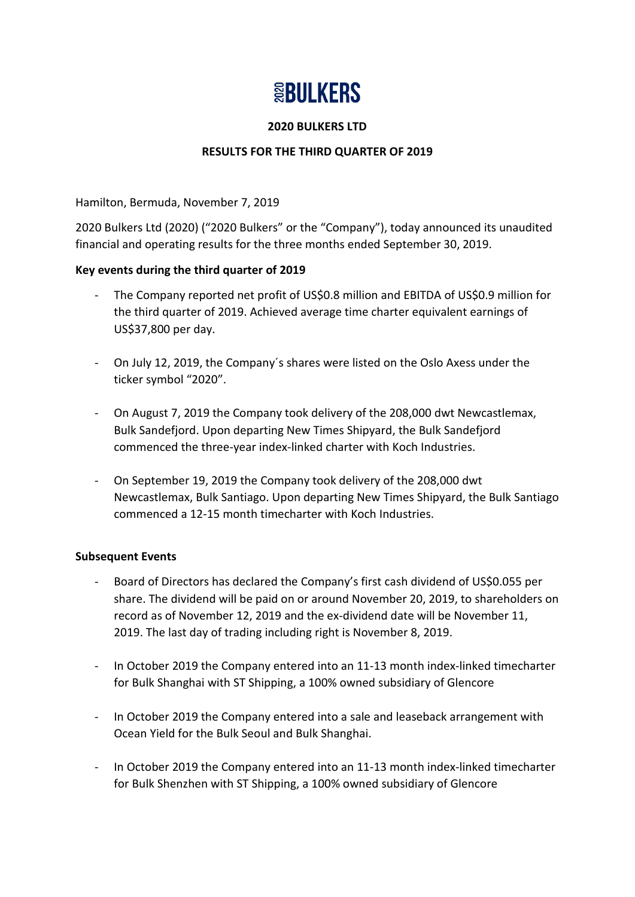# 2020BULKERS

## 2020 BULKERS LTD

## RESULTS FOR THE THIRD QUARTER OF 2019

Hamilton, Bermuda, November 7, 2019

2020 Bulkers Ltd (2020) ("2020 Bulkers" or the "Company"), today announced its unaudited financial and operating results for the three months ended September 30, 2019.

**Key events during the third quarter of 2019**

- The Company reported net profit of US$0.8 million and EBITDA of US$0.9 million for the third quarter of 2019. Achieved average time charter equivalent earnings of US$37,800 per day.
- On July 12, 2019, the Company´s shares were listed on the Oslo Axess under the ticker symbol "2020".
- On August 7, 2019 the Company took delivery of the 208,000 dwt Newcastlemax, Bulk Sandefjord. Upon departing New Times Shipyard, the Bulk Sandefjord commenced the three-year index-linked charter with Koch Industries.
- On September 19, 2019 the Company took delivery of the 208,000 dwt Newcastlemax, Bulk Santiago. Upon departing New Times Shipyard, the Bulk Santiago commenced a 12-15 month timecharter with Koch Industries.

**Subsequent Events**

- Board of Directors has declared the Company's first cash dividend of US$0.055 per share. The dividend will be paid on or around November 20, 2019, to shareholders on record as of November 12, 2019 and the ex-dividend date will be November 11, 2019. The last day of trading including right is November 8, 2019.
- In October 2019 the Company entered into an 11-13 month index-linked timecharter for Bulk Shanghai with ST Shipping, a 100% owned subsidiary of Glencore
- In October 2019 the Company entered into a sale and leaseback arrangement with Ocean Yield for the Bulk Seoul and Bulk Shanghai.
- In October 2019 the Company entered into an 11-13 month index-linked timecharter for Bulk Shenzhen with ST Shipping, a 100% owned subsidiary of Glencore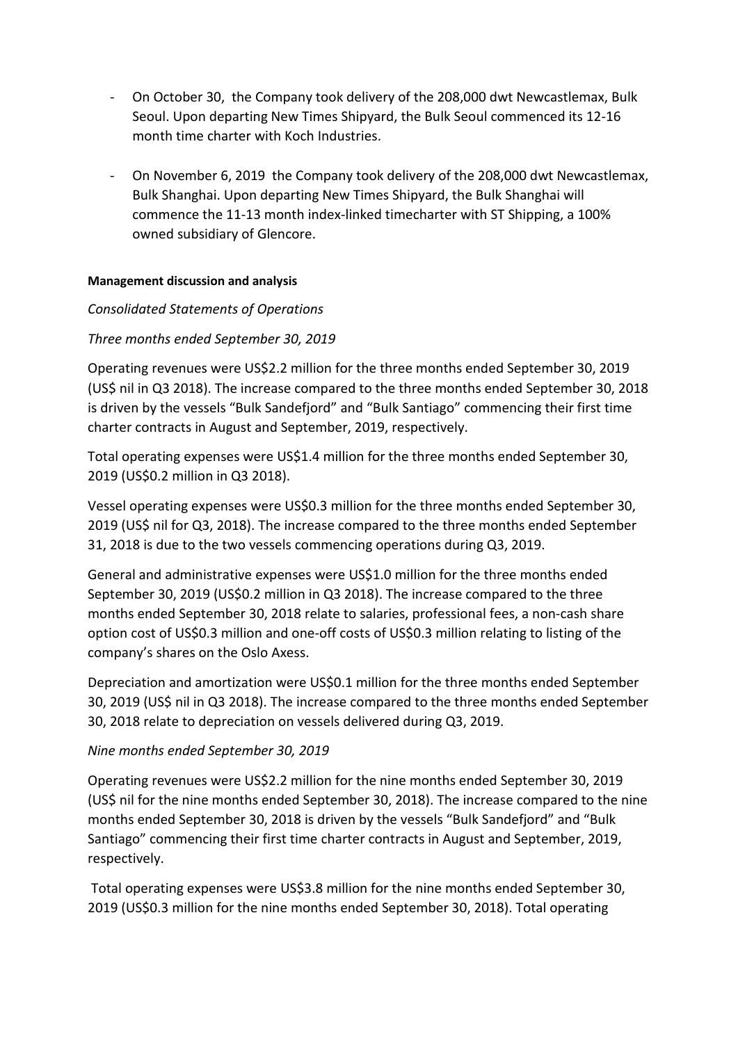- On October 30, the Company took delivery of the 208,000 dwt Newcastlemax, Bulk Seoul. Upon departing New Times Shipyard, the Bulk Seoul commenced its 12-16 month time charter with Koch Industries.

- On November 6, 2019 the Company took delivery of the 208,000 dwt Newcastlemax, Bulk Shanghai. Upon departing New Times Shipyard, the Bulk Shanghai will commence the 11-13 month index-linked timecharter with ST Shipping, a 100% owned subsidiary of Glencore.

**Management discussion and analysis**

*Consolidated Statements of Operations*

*Three months ended September 30, 2019*

Operating revenues were US$2.2 million for the three months ended September 30, 2019 (US$ nil in Q3 2018). The increase compared to the three months ended September 30, 2018 is driven by the vessels "Bulk Sandefjord" and "Bulk Santiago" commencing their first time charter contracts in August and September, 2019, respectively.

Total operating expenses were US$1.4 million for the three months ended September 30, 2019 (US$0.2 million in Q3 2018).

Vessel operating expenses were US$0.3 million for the three months ended September 30, 2019 (US$ nil for Q3, 2018). The increase compared to the three months ended September 31, 2018 is due to the two vessels commencing operations during Q3, 2019.

General and administrative expenses were US$1.0 million for the three months ended September 30, 2019 (US$0.2 million in Q3 2018). The increase compared to the three months ended September 30, 2018 relate to salaries, professional fees, a non-cash share option cost of US$0.3 million and one-off costs of US$0.3 million relating to listing of the company's shares on the Oslo Axess.

Depreciation and amortization were US$0.1 million for the three months ended September 30, 2019 (US$ nil in Q3 2018). The increase compared to the three months ended September 30, 2018 relate to depreciation on vessels delivered during Q3, 2019.

*Nine months ended September 30, 2019*

Operating revenues were US$2.2 million for the nine months ended September 30, 2019 (US$ nil for the nine months ended September 30, 2018). The increase compared to the nine months ended September 30, 2018 is driven by the vessels "Bulk Sandefjord" and "Bulk Santiago" commencing their first time charter contracts in August and September, 2019, respectively.

Total operating expenses were US$3.8 million for the nine months ended September 30, 2019 (US$0.3 million for the nine months ended September 30, 2018). Total operating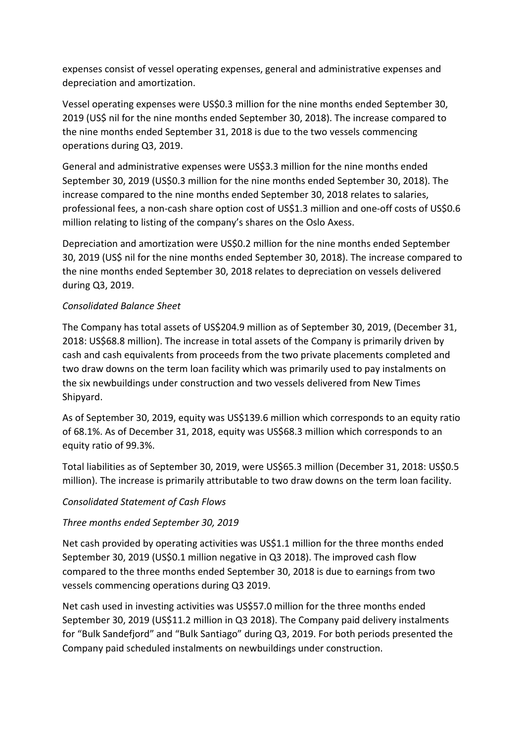expenses consist of vessel operating expenses, general and administrative expenses and depreciation and amortization.

Vessel operating expenses were US$0.3 million for the nine months ended September 30, 2019 (US$ nil for the nine months ended September 30, 2018). The increase compared to the nine months ended September 31, 2018 is due to the two vessels commencing operations during Q3, 2019.

General and administrative expenses were US$3.3 million for the nine months ended September 30, 2019 (US$0.3 million for the nine months ended September 30, 2018). The increase compared to the nine months ended September 30, 2018 relates to salaries, professional fees, a non-cash share option cost of US$1.3 million and one-off costs of US$0.6 million relating to listing of the company's shares on the Oslo Axess.

Depreciation and amortization were US$0.2 million for the nine months ended September 30, 2019 (US$ nil for the nine months ended September 30, 2018). The increase compared to the nine months ended September 30, 2018 relates to depreciation on vessels delivered during Q3, 2019.

*Consolidated Balance Sheet*

The Company has total assets of US$204.9 million as of September 30, 2019, (December 31, 2018: US$68.8 million). The increase in total assets of the Company is primarily driven by cash and cash equivalents from proceeds from the two private placements completed and two draw downs on the term loan facility which was primarily used to pay instalments on the six newbuildings under construction and two vessels delivered from New Times Shipyard.

As of September 30, 2019, equity was US$139.6 million which corresponds to an equity ratio of 68.1%. As of December 31, 2018, equity was US$68.3 million which corresponds to an equity ratio of 99.3%.

Total liabilities as of September 30, 2019, were US$65.3 million (December 31, 2018: US$0.5 million). The increase is primarily attributable to two draw downs on the term loan facility.

*Consolidated Statement of Cash Flows*

*Three months ended September 30, 2019*

Net cash provided by operating activities was US$1.1 million for the three months ended September 30, 2019 (US$0.1 million negative in Q3 2018). The improved cash flow compared to the three months ended September 30, 2018 is due to earnings from two vessels commencing operations during Q3 2019.

Net cash used in investing activities was US$57.0 million for the three months ended September 30, 2019 (US$11.2 million in Q3 2018). The Company paid delivery instalments for "Bulk Sandefjord" and "Bulk Santiago" during Q3, 2019. For both periods presented the Company paid scheduled instalments on newbuildings under construction.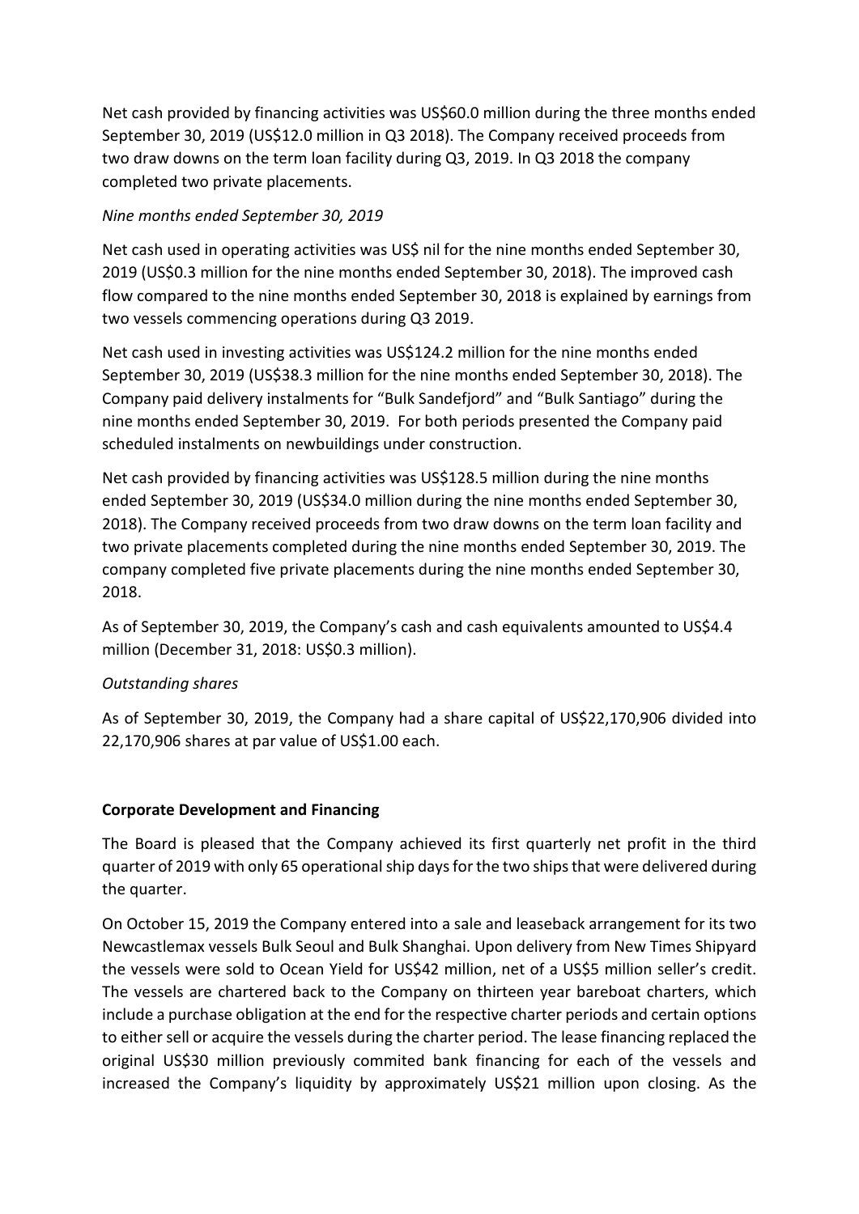Net cash provided by financing activities was US$60.0 million during the three months ended September 30, 2019 (US$12.0 million in Q3 2018). The Company received proceeds from two draw downs on the term loan facility during Q3, 2019. In Q3 2018 the company completed two private placements.

*Nine months ended September 30, 2019*

Net cash used in operating activities was US$ nil for the nine months ended September 30, 2019 (US$0.3 million for the nine months ended September 30, 2018). The improved cash flow compared to the nine months ended September 30, 2018 is explained by earnings from two vessels commencing operations during Q3 2019.

Net cash used in investing activities was US$124.2 million for the nine months ended September 30, 2019 (US$38.3 million for the nine months ended September 30, 2018). The Company paid delivery instalments for "Bulk Sandefjord" and "Bulk Santiago" during the nine months ended September 30, 2019. For both periods presented the Company paid scheduled instalments on newbuildings under construction.

Net cash provided by financing activities was US$128.5 million during the nine months ended September 30, 2019 (US$34.0 million during the nine months ended September 30, 2018). The Company received proceeds from two draw downs on the term loan facility and two private placements completed during the nine months ended September 30, 2019. The company completed five private placements during the nine months ended September 30, 2018.

As of September 30, 2019, the Company's cash and cash equivalents amounted to US$4.4 million (December 31, 2018: US$0.3 million).

*Outstanding shares*

As of September 30, 2019, the Company had a share capital of US$22,170,906 divided into 22,170,906 shares at par value of US$1.00 each.

**Corporate Development and Financing**

The Board is pleased that the Company achieved its first quarterly net profit in the third quarter of 2019 with only 65 operational ship days for the two ships that were delivered during the quarter.

On October 15, 2019 the Company entered into a sale and leaseback arrangement for its two Newcastlemax vessels Bulk Seoul and Bulk Shanghai. Upon delivery from New Times Shipyard the vessels were sold to Ocean Yield for US$42 million, net of a US$5 million seller's credit. The vessels are chartered back to the Company on thirteen year bareboat charters, which include a purchase obligation at the end for the respective charter periods and certain options to either sell or acquire the vessels during the charter period. The lease financing replaced the original US$30 million previously commited bank financing for each of the vessels and increased the Company's liquidity by approximately US$21 million upon closing. As the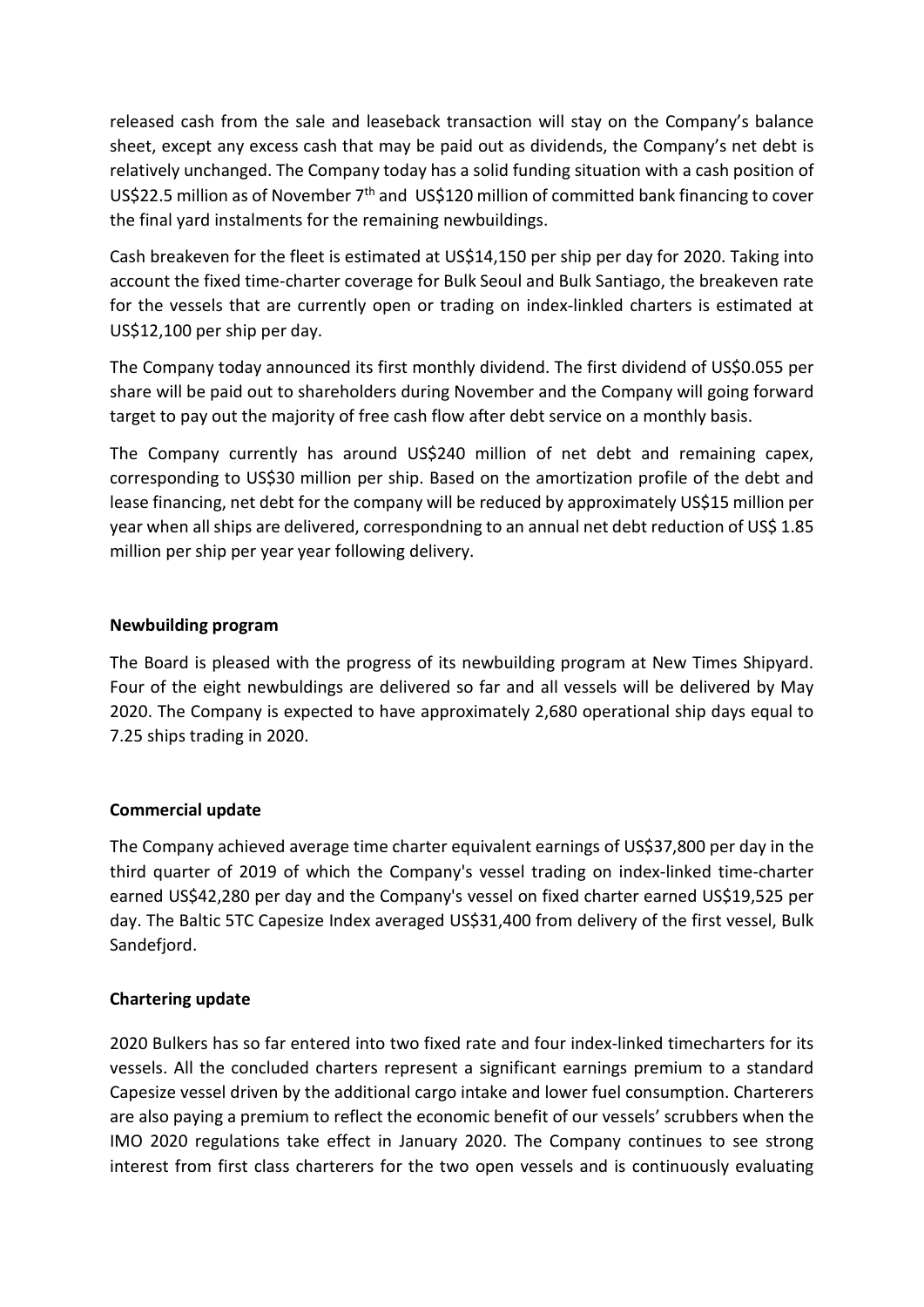released cash from the sale and leaseback transaction will stay on the Company's balance sheet, except any excess cash that may be paid out as dividends, the Company's net debt is relatively unchanged. The Company today has a solid funding situation with a cash position of US$22.5 million as of November 7th and US$120 million of committed bank financing to cover the final yard instalments for the remaining newbuildings.

Cash breakeven for the fleet is estimated at US$14,150 per ship per day for 2020. Taking into account the fixed time-charter coverage for Bulk Seoul and Bulk Santiago, the breakeven rate for the vessels that are currently open or trading on index-linkled charters is estimated at US$12,100 per ship per day.

The Company today announced its first monthly dividend. The first dividend of US$0.055 per share will be paid out to shareholders during November and the Company will going forward target to pay out the majority of free cash flow after debt service on a monthly basis.

The Company currently has around US$240 million of net debt and remaining capex, corresponding to US$30 million per ship. Based on the amortization profile of the debt and lease financing, net debt for the company will be reduced by approximately US$15 million per year when all ships are delivered, correspondning to an annual net debt reduction of US$ 1.85 million per ship per year year following delivery.

**Newbuilding program**

The Board is pleased with the progress of its newbuilding program at New Times Shipyard. Four of the eight newbuldings are delivered so far and all vessels will be delivered by May 2020. The Company is expected to have approximately 2,680 operational ship days equal to 7.25 ships trading in 2020.

**Commercial update**

The Company achieved average time charter equivalent earnings of US$37,800 per day in the third quarter of 2019 of which the Company's vessel trading on index-linked time-charter earned US$42,280 per day and the Company's vessel on fixed charter earned US$19,525 per day. The Baltic 5TC Capesize Index averaged US$31,400 from delivery of the first vessel, Bulk Sandefjord.

**Chartering update**

2020 Bulkers has so far entered into two fixed rate and four index-linked timecharters for its vessels. All the concluded charters represent a significant earnings premium to a standard Capesize vessel driven by the additional cargo intake and lower fuel consumption. Charterers are also paying a premium to reflect the economic benefit of our vessels' scrubbers when the IMO 2020 regulations take effect in January 2020. The Company continues to see strong interest from first class charterers for the two open vessels and is continuously evaluating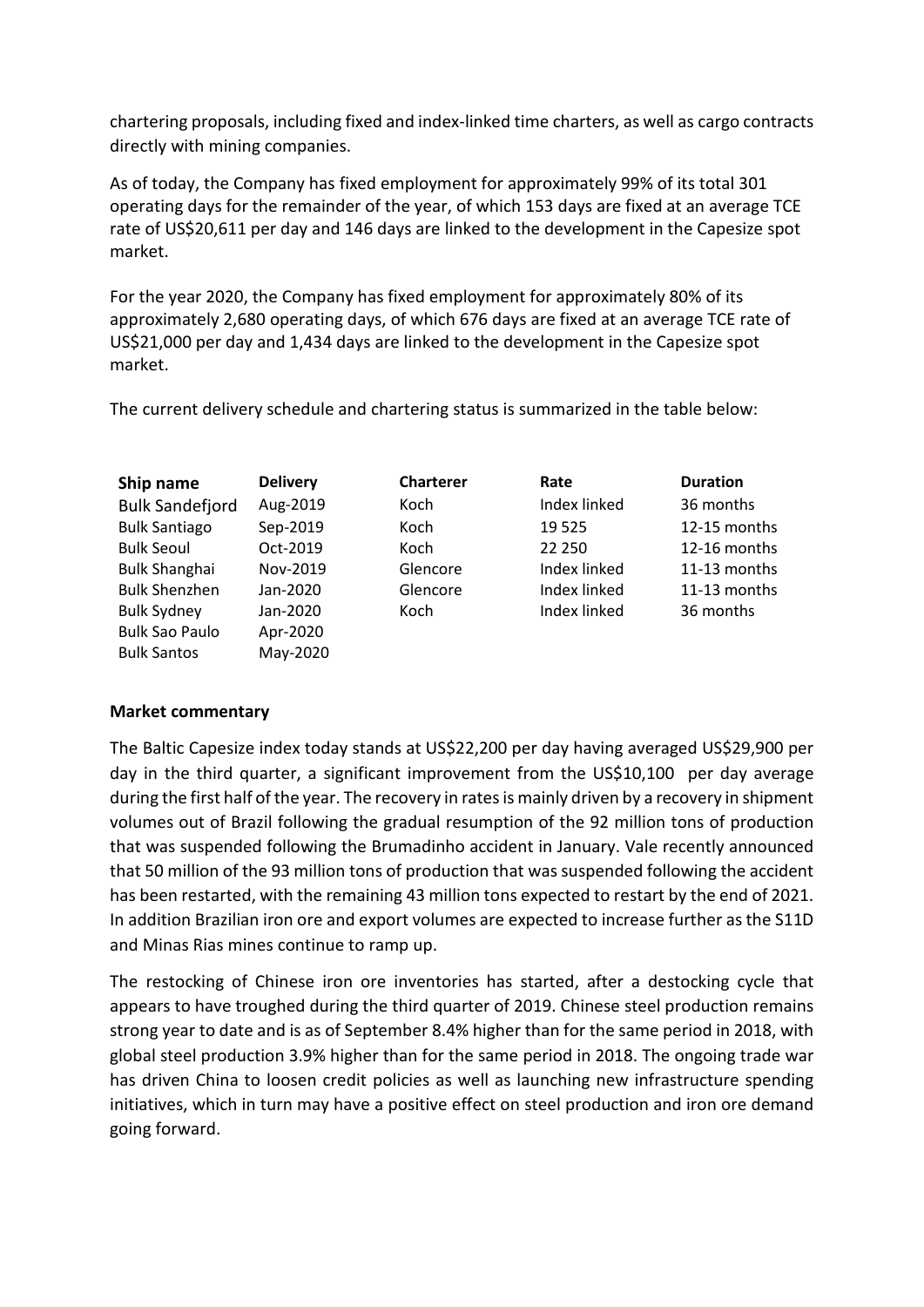chartering proposals, including fixed and index-linked time charters, as well as cargo contracts directly with mining companies.

As of today, the Company has fixed employment for approximately 99% of its total 301 operating days for the remainder of the year, of which 153 days are fixed at an average TCE rate of US$20,611 per day and 146 days are linked to the development in the Capesize spot market.

For the year 2020, the Company has fixed employment for approximately 80% of its approximately 2,680 operating days, of which 676 days are fixed at an average TCE rate of US$21,000 per day and 1,434 days are linked to the development in the Capesize spot market.

The current delivery schedule and chartering status is summarized in the table below:

| Ship name | Delivery | Charterer | Rate | Duration |
|---|---|---|---|---|
| Bulk Sandefjord | Aug-2019 | Koch | Index linked | 36 months |
| Bulk Santiago | Sep-2019 | Koch | 19 525 | 12-15 months |
| Bulk Seoul | Oct-2019 | Koch | 22 250 | 12-16 months |
| Bulk Shanghai | Nov-2019 | Glencore | Index linked | 11-13 months |
| Bulk Shenzhen | Jan-2020 | Glencore | Index linked | 11-13 months |
| Bulk Sydney | Jan-2020 | Koch | Index linked | 36 months |
| Bulk Sao Paulo | Apr-2020 | | | |
| Bulk Santos | May-2020 | | | |

**Market commentary**

The Baltic Capesize index today stands at US$22,200 per day having averaged US$29,900 per day in the third quarter, a significant improvement from the US$10,100 per day average during the first half of the year. The recovery in rates is mainly driven by a recovery in shipment volumes out of Brazil following the gradual resumption of the 92 million tons of production that was suspended following the Brumadinho accident in January. Vale recently announced that 50 million of the 93 million tons of production that was suspended following the accident has been restarted, with the remaining 43 million tons expected to restart by the end of 2021. In addition Brazilian iron ore and export volumes are expected to increase further as the S11D and Minas Rias mines continue to ramp up.

The restocking of Chinese iron ore inventories has started, after a destocking cycle that appears to have troughed during the third quarter of 2019. Chinese steel production remains strong year to date and is as of September 8.4% higher than for the same period in 2018, with global steel production 3.9% higher than for the same period in 2018. The ongoing trade war has driven China to loosen credit policies as well as launching new infrastructure spending initiatives, which in turn may have a positive effect on steel production and iron ore demand going forward.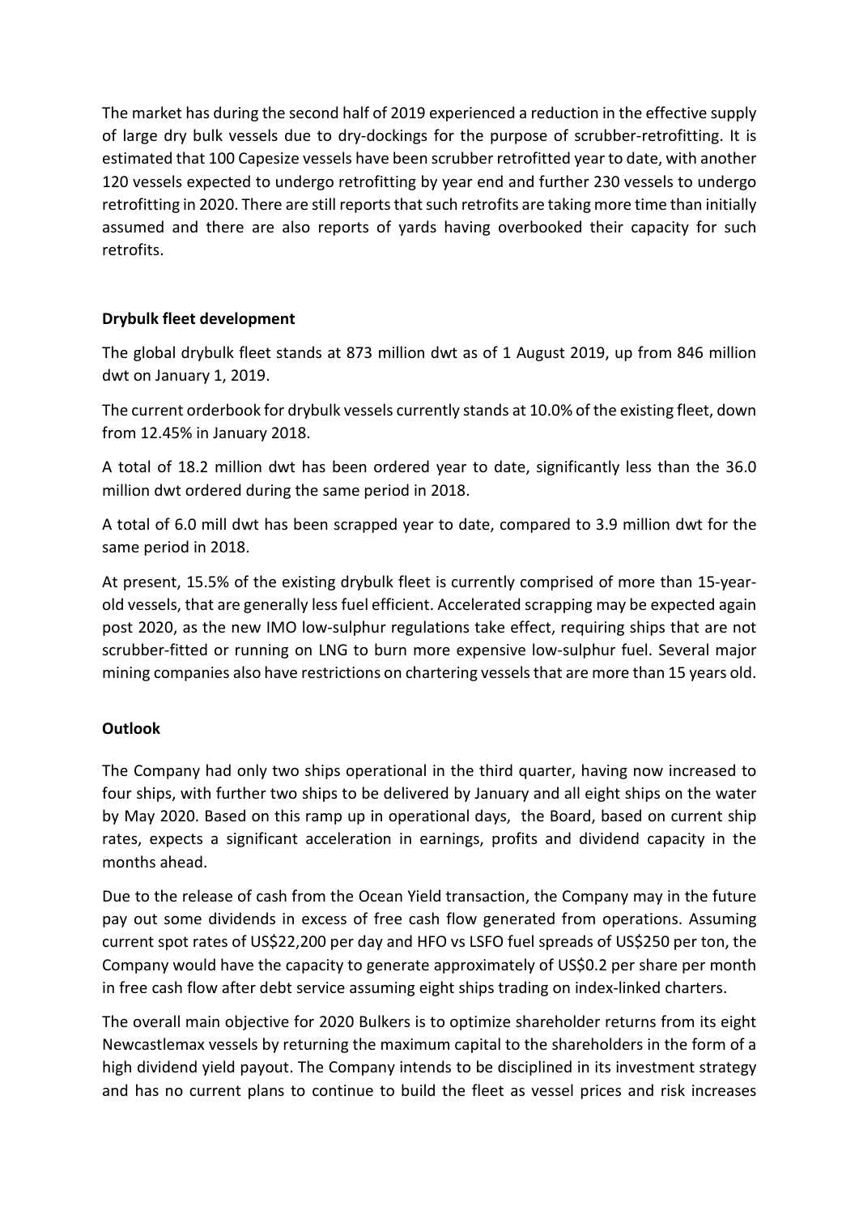The market has during the second half of 2019 experienced a reduction in the effective supply of large dry bulk vessels due to dry-dockings for the purpose of scrubber-retrofitting. It is estimated that 100 Capesize vessels have been scrubber retrofitted year to date, with another 120 vessels expected to undergo retrofitting by year end and further 230 vessels to undergo retrofitting in 2020. There are still reports that such retrofits are taking more time than initially assumed and there are also reports of yards having overbooked their capacity for such retrofits.

**Drybulk fleet development**

The global drybulk fleet stands at 873 million dwt as of 1 August 2019, up from 846 million dwt on January 1, 2019.

The current orderbook for drybulk vessels currently stands at 10.0% of the existing fleet, down from 12.45% in January 2018.

A total of 18.2 million dwt has been ordered year to date, significantly less than the 36.0 million dwt ordered during the same period in 2018.

A total of 6.0 mill dwt has been scrapped year to date, compared to 3.9 million dwt for the same period in 2018.

At present, 15.5% of the existing drybulk fleet is currently comprised of more than 15-year-old vessels, that are generally less fuel efficient. Accelerated scrapping may be expected again post 2020, as the new IMO low-sulphur regulations take effect, requiring ships that are not scrubber-fitted or running on LNG to burn more expensive low-sulphur fuel. Several major mining companies also have restrictions on chartering vessels that are more than 15 years old.

**Outlook**

The Company had only two ships operational in the third quarter, having now increased to four ships, with further two ships to be delivered by January and all eight ships on the water by May 2020. Based on this ramp up in operational days, the Board, based on current ship rates, expects a significant acceleration in earnings, profits and dividend capacity in the months ahead.

Due to the release of cash from the Ocean Yield transaction, the Company may in the future pay out some dividends in excess of free cash flow generated from operations. Assuming current spot rates of US$22,200 per day and HFO vs LSFO fuel spreads of US$250 per ton, the Company would have the capacity to generate approximately of US$0.2 per share per month in free cash flow after debt service assuming eight ships trading on index-linked charters.

The overall main objective for 2020 Bulkers is to optimize shareholder returns from its eight Newcastlemax vessels by returning the maximum capital to the shareholders in the form of a high dividend yield payout. The Company intends to be disciplined in its investment strategy and has no current plans to continue to build the fleet as vessel prices and risk increases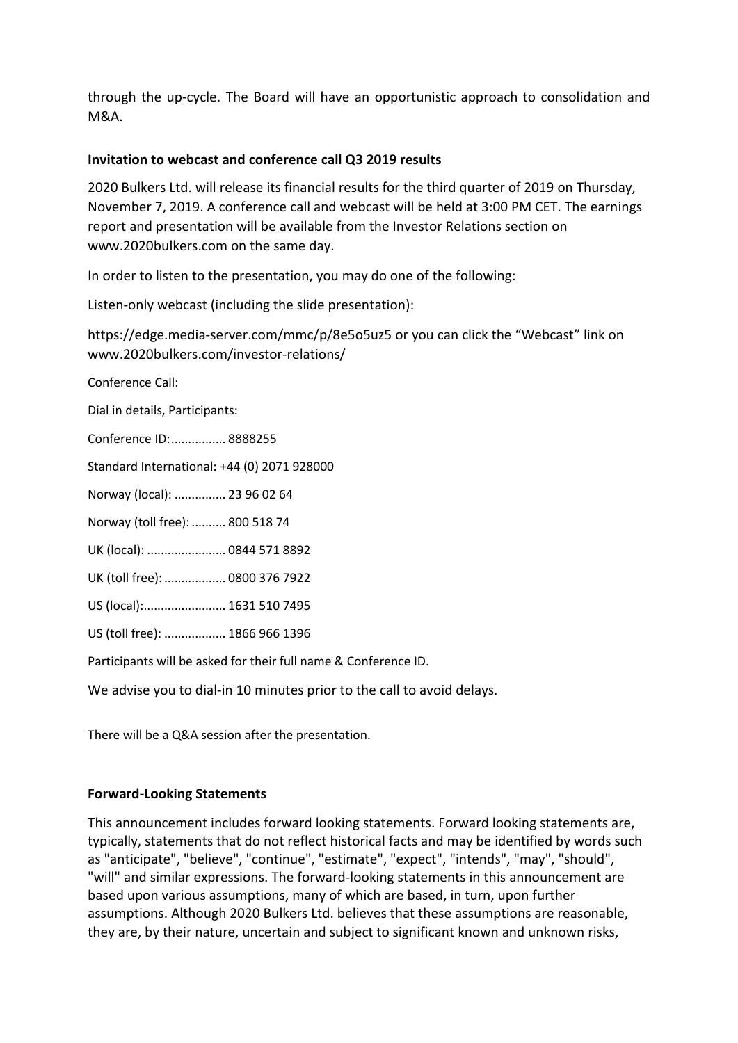through the up-cycle. The Board will have an opportunistic approach to consolidation and M&A.

**Invitation to webcast and conference call Q3 2019 results**

2020 Bulkers Ltd. will release its financial results for the third quarter of 2019 on Thursday, November 7, 2019. A conference call and webcast will be held at 3:00 PM CET. The earnings report and presentation will be available from the Investor Relations section on www.2020bulkers.com on the same day.

In order to listen to the presentation, you may do one of the following:

Listen-only webcast (including the slide presentation):

https://edge.media-server.com/mmc/p/8e5o5uz5 or you can click the "Webcast" link on www.2020bulkers.com/investor-relations/

Conference Call:

Dial in details, Participants:

Conference ID:............... 8888255

Standard International: +44 (0) 2071 928000

Norway (local): .............. 23 96 02 64

Norway (toll free): ......... 800 518 74

UK (local): ...................... 0844 571 8892

UK (toll free): ................. 0800 376 7922

US (local):....................... 1631 510 7495

US (toll free): ................. 1866 966 1396

Participants will be asked for their full name & Conference ID.

We advise you to dial-in 10 minutes prior to the call to avoid delays.

There will be a Q&A session after the presentation.

**Forward-Looking Statements**

This announcement includes forward looking statements. Forward looking statements are, typically, statements that do not reflect historical facts and may be identified by words such as "anticipate", "believe", "continue", "estimate", "expect", "intends", "may", "should", "will" and similar expressions. The forward-looking statements in this announcement are based upon various assumptions, many of which are based, in turn, upon further assumptions. Although 2020 Bulkers Ltd. believes that these assumptions are reasonable, they are, by their nature, uncertain and subject to significant known and unknown risks,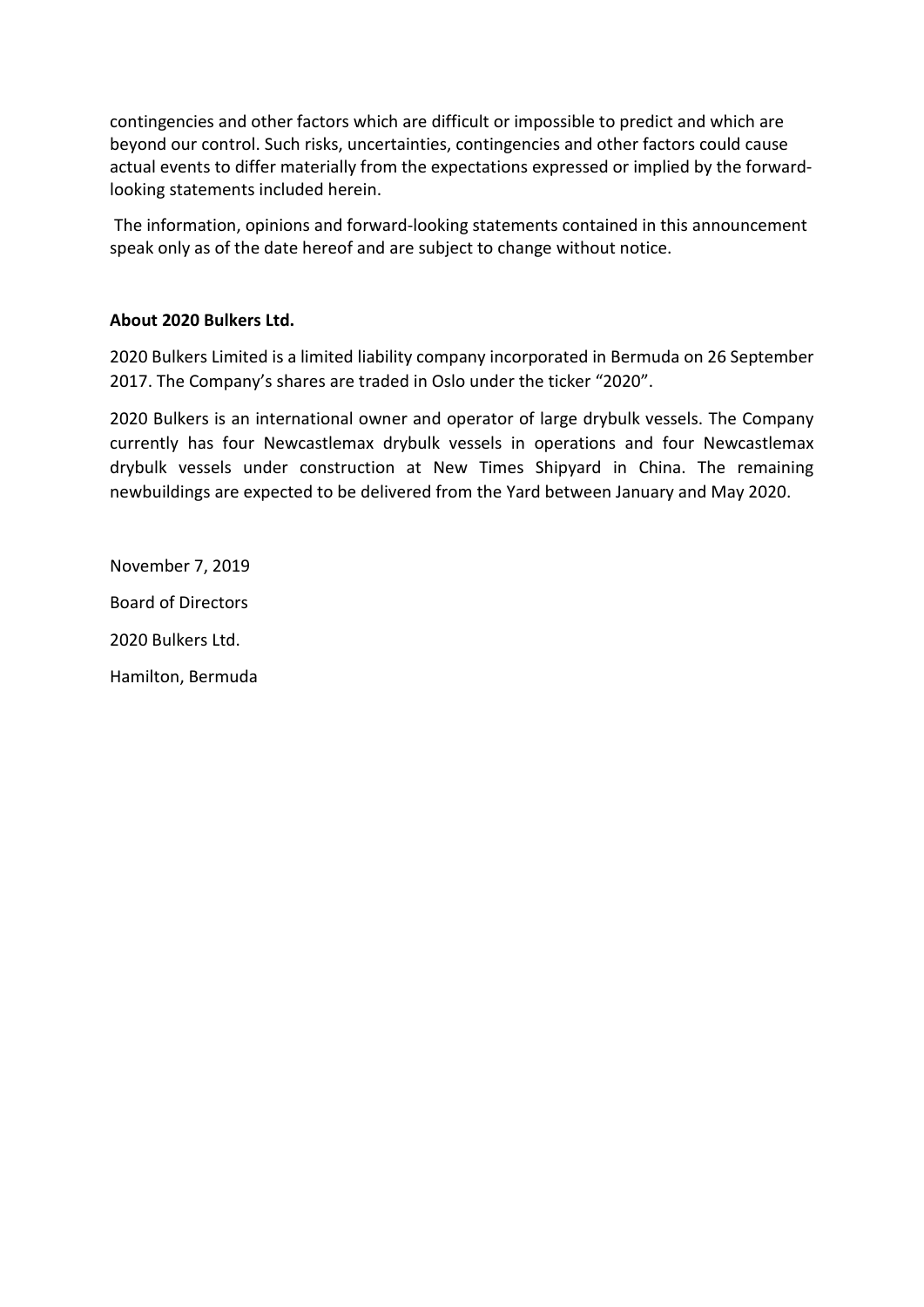contingencies and other factors which are difficult or impossible to predict and which are beyond our control. Such risks, uncertainties, contingencies and other factors could cause actual events to differ materially from the expectations expressed or implied by the forward-looking statements included herein.

The information, opinions and forward-looking statements contained in this announcement speak only as of the date hereof and are subject to change without notice.

**About 2020 Bulkers Ltd.**

2020 Bulkers Limited is a limited liability company incorporated in Bermuda on 26 September 2017. The Company's shares are traded in Oslo under the ticker "2020".

2020 Bulkers is an international owner and operator of large drybulk vessels. The Company currently has four Newcastlemax drybulk vessels in operations and four Newcastlemax drybulk vessels under construction at New Times Shipyard in China. The remaining newbuildings are expected to be delivered from the Yard between January and May 2020.

November 7, 2019

Board of Directors

2020 Bulkers Ltd.

Hamilton, Bermuda